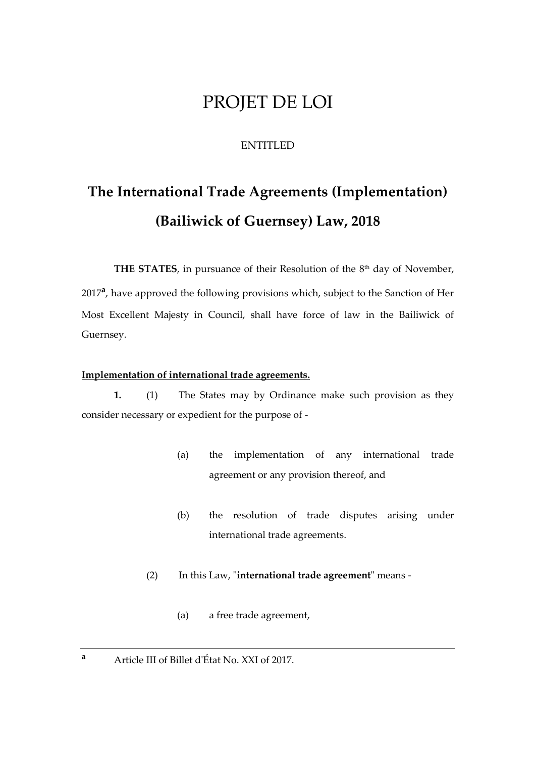# PROJET DE LOI

ENTITLED

## The International Trade Agreements (Implementation) (Bailiwick of Guernsey) Law, 2018

**THE STATES**, in pursuance of their Resolution of the 8th day of November, 2017[a], have approved the following provisions which, subject to the Sanction of Her Most Excellent Majesty in Council, shall have force of law in the Bailiwick of Guernsey.

**Implementation of international trade agreements.**

**1.** (1) The States may by Ordinance make such provision as they consider necessary or expedient for the purpose of -

(a) the implementation of any international trade agreement or any provision thereof, and

(b) the resolution of trade disputes arising under international trade agreements.

(2) In this Law, "**international trade agreement**" means -

(a) a free trade agreement,

---

[a] Article III of Billet d'État No. XXI of 2017.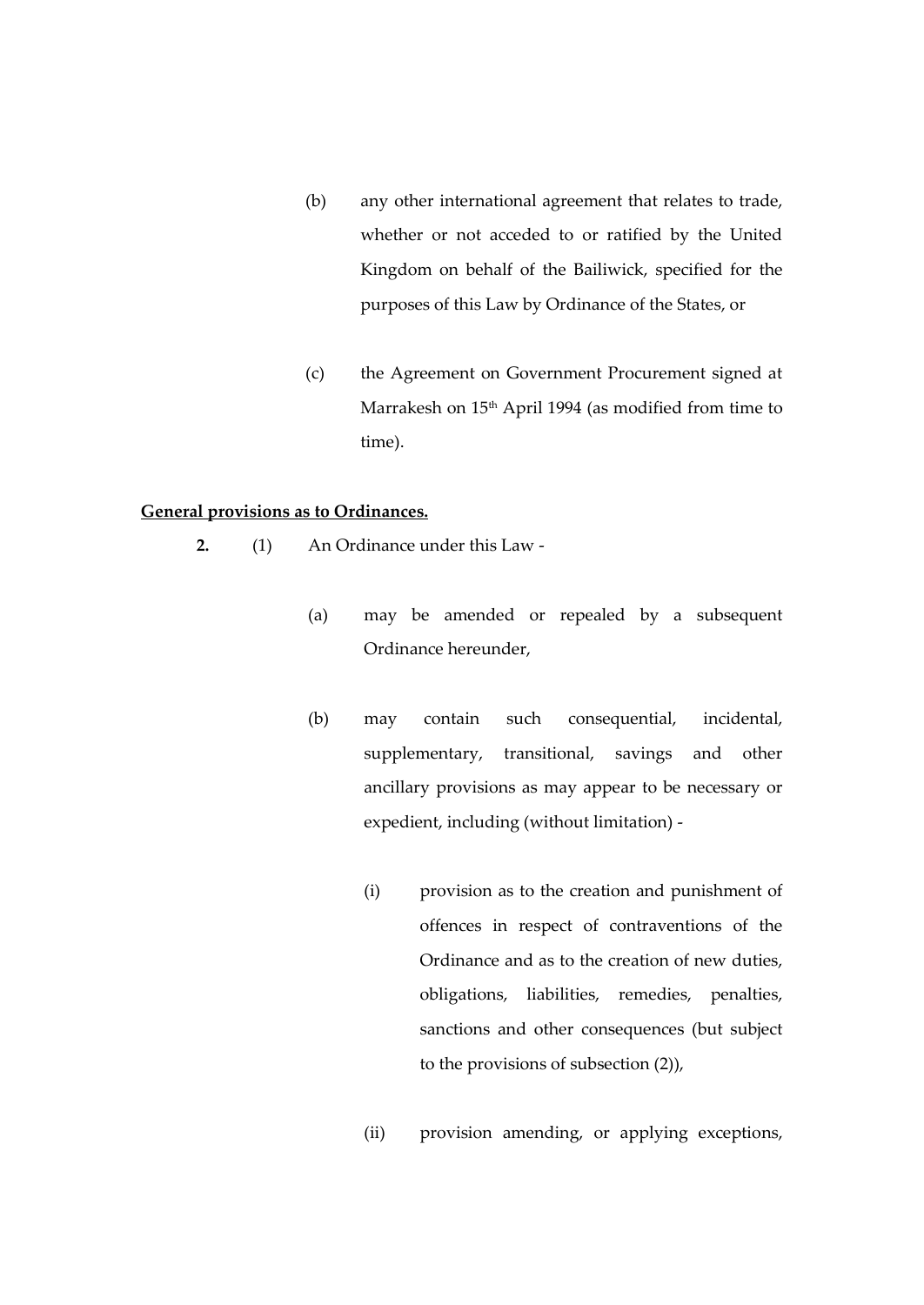(b) any other international agreement that relates to trade, whether or not acceded to or ratified by the United Kingdom on behalf of the Bailiwick, specified for the purposes of this Law by Ordinance of the States, or

(c) the Agreement on Government Procurement signed at Marrakesh on 15th April 1994 (as modified from time to time).

**General provisions as to Ordinances.**

**2.** (1) An Ordinance under this Law -

(a) may be amended or repealed by a subsequent Ordinance hereunder,

(b) may contain such consequential, incidental, supplementary, transitional, savings and other ancillary provisions as may appear to be necessary or expedient, including (without limitation) -

(i) provision as to the creation and punishment of offences in respect of contraventions of the Ordinance and as to the creation of new duties, obligations, liabilities, remedies, penalties, sanctions and other consequences (but subject to the provisions of subsection (2)),

(ii) provision amending, or applying exceptions,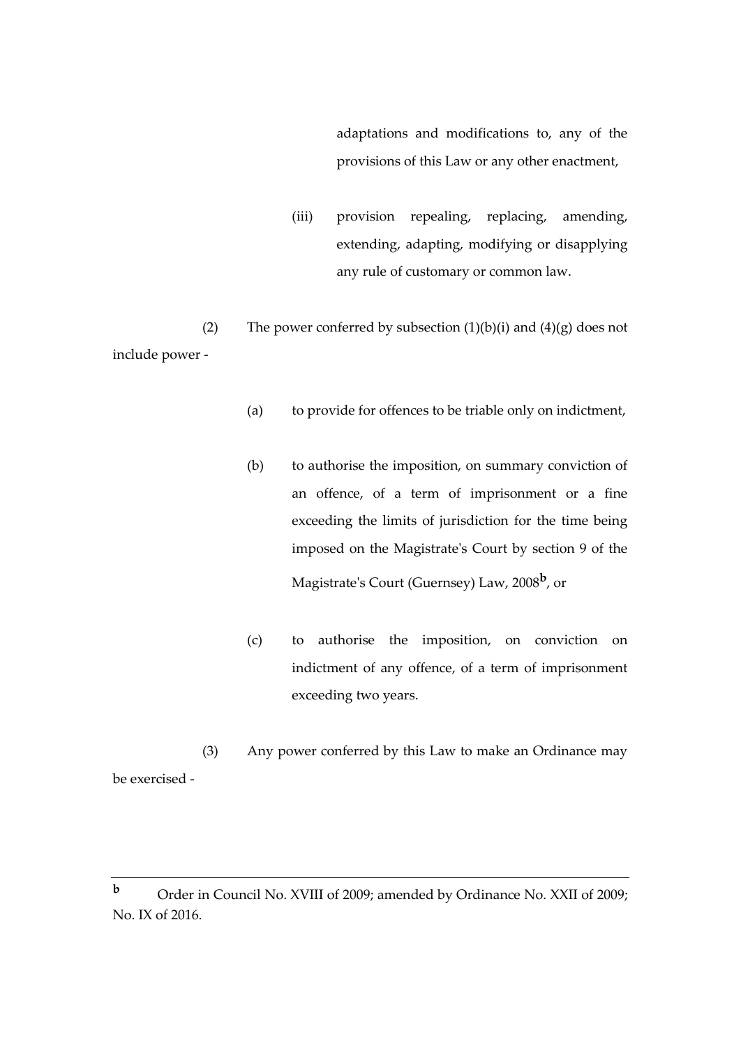adaptations and modifications to, any of the provisions of this Law or any other enactment,

(iii) provision repealing, replacing, amending, extending, adapting, modifying or disapplying any rule of customary or common law.

(2) The power conferred by subsection (1)(b)(i) and (4)(g) does not include power -

(a) to provide for offences to be triable only on indictment,

(b) to authorise the imposition, on summary conviction of an offence, of a term of imprisonment or a fine exceeding the limits of jurisdiction for the time being imposed on the Magistrate's Court by section 9 of the Magistrate's Court (Guernsey) Law, 2008[b], or

(c) to authorise the imposition, on conviction on indictment of any offence, of a term of imprisonment exceeding two years.

(3) Any power conferred by this Law to make an Ordinance may be exercised -

---

[b] Order in Council No. XVIII of 2009; amended by Ordinance No. XXII of 2009; No. IX of 2016.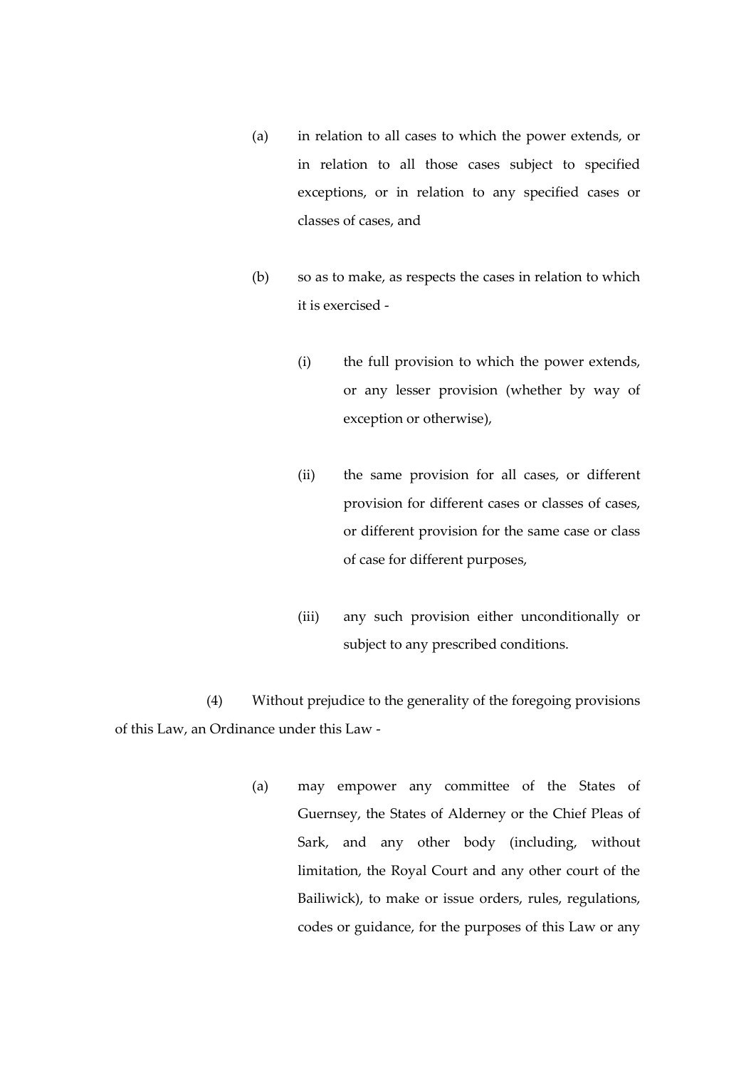(a) in relation to all cases to which the power extends, or in relation to all those cases subject to specified exceptions, or in relation to any specified cases or classes of cases, and

(b) so as to make, as respects the cases in relation to which it is exercised -

   (i) the full provision to which the power extends, or any lesser provision (whether by way of exception or otherwise),

   (ii) the same provision for all cases, or different provision for different cases or classes of cases, or different provision for the same case or class of case for different purposes,

   (iii) any such provision either unconditionally or subject to any prescribed conditions.

(4) Without prejudice to the generality of the foregoing provisions of this Law, an Ordinance under this Law -

(a) may empower any committee of the States of Guernsey, the States of Alderney or the Chief Pleas of Sark, and any other body (including, without limitation, the Royal Court and any other court of the Bailiwick), to make or issue orders, rules, regulations, codes or guidance, for the purposes of this Law or any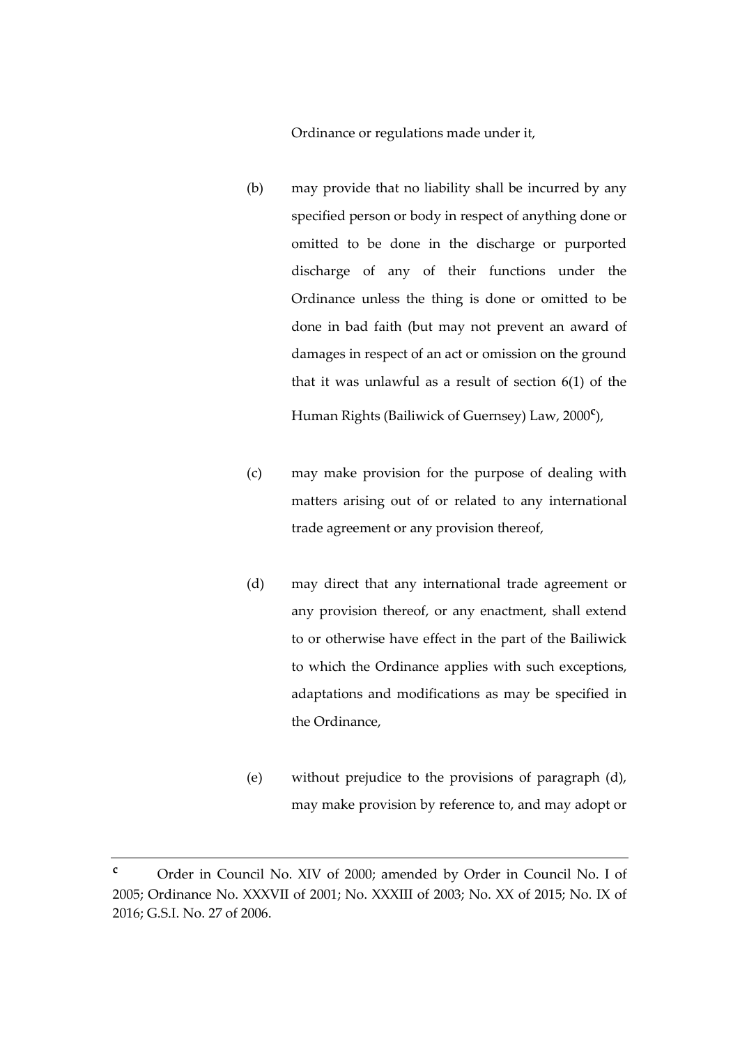Ordinance or regulations made under it,

(b) may provide that no liability shall be incurred by any specified person or body in respect of anything done or omitted to be done in the discharge or purported discharge of any of their functions under the Ordinance unless the thing is done or omitted to be done in bad faith (but may not prevent an award of damages in respect of an act or omission on the ground that it was unlawful as a result of section 6(1) of the Human Rights (Bailiwick of Guernsey) Law, 2000[c]),

(c) may make provision for the purpose of dealing with matters arising out of or related to any international trade agreement or any provision thereof,

(d) may direct that any international trade agreement or any provision thereof, or any enactment, shall extend to or otherwise have effect in the part of the Bailiwick to which the Ordinance applies with such exceptions, adaptations and modifications as may be specified in the Ordinance,

(e) without prejudice to the provisions of paragraph (d), may make provision by reference to, and may adopt or

---

[c] Order in Council No. XIV of 2000; amended by Order in Council No. I of 2005; Ordinance No. XXXVII of 2001; No. XXXIII of 2003; No. XX of 2015; No. IX of 2016; G.S.I. No. 27 of 2006.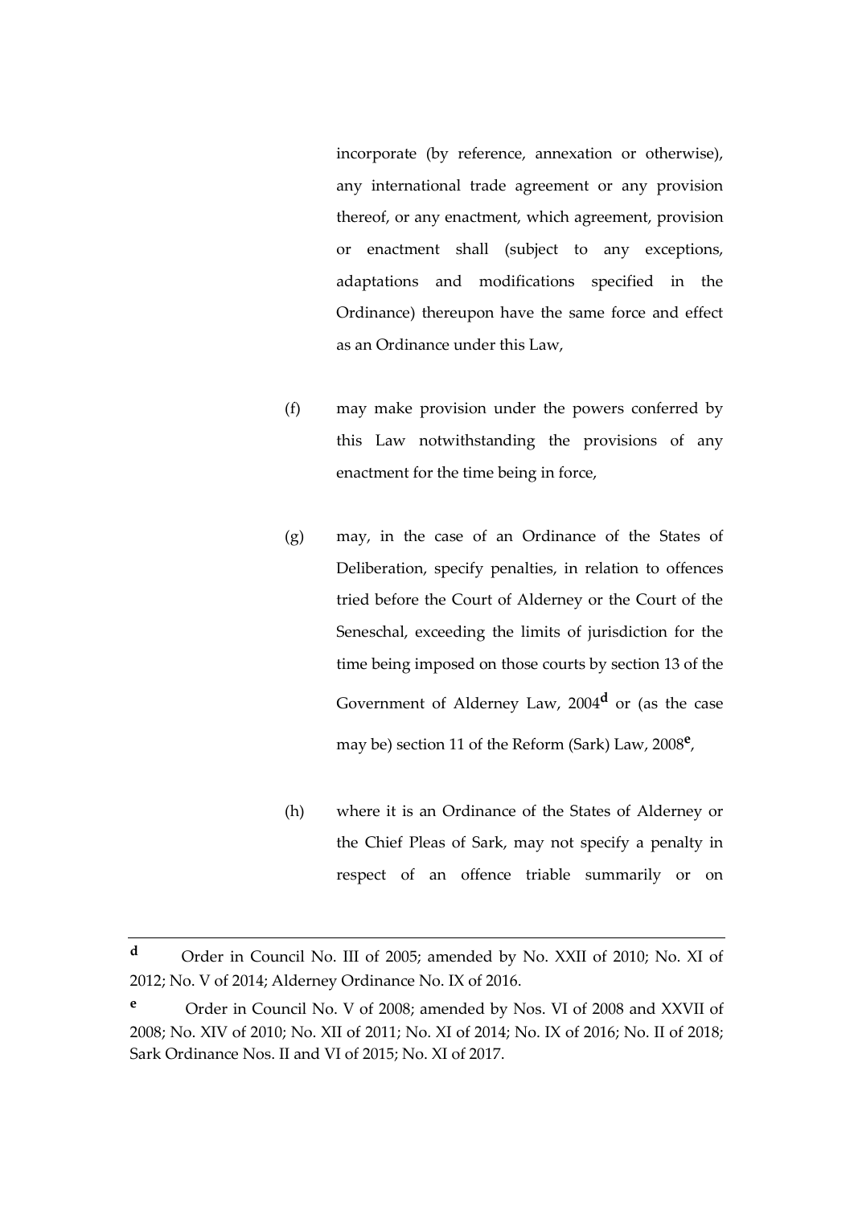incorporate (by reference, annexation or otherwise), any international trade agreement or any provision thereof, or any enactment, which agreement, provision or enactment shall (subject to any exceptions, adaptations and modifications specified in the Ordinance) thereupon have the same force and effect as an Ordinance under this Law,

(f) may make provision under the powers conferred by this Law notwithstanding the provisions of any enactment for the time being in force,

(g) may, in the case of an Ordinance of the States of Deliberation, specify penalties, in relation to offences tried before the Court of Alderney or the Court of the Seneschal, exceeding the limits of jurisdiction for the time being imposed on those courts by section 13 of the Government of Alderney Law, 2004[d] or (as the case may be) section 11 of the Reform (Sark) Law, 2008[e],

(h) where it is an Ordinance of the States of Alderney or the Chief Pleas of Sark, may not specify a penalty in respect of an offence triable summarily or on

---

[d] Order in Council No. III of 2005; amended by No. XXII of 2010; No. XI of 2012; No. V of 2014; Alderney Ordinance No. IX of 2016.

[e] Order in Council No. V of 2008; amended by Nos. VI of 2008 and XXVII of 2008; No. XIV of 2010; No. XII of 2011; No. XI of 2014; No. IX of 2016; No. II of 2018; Sark Ordinance Nos. II and VI of 2015; No. XI of 2017.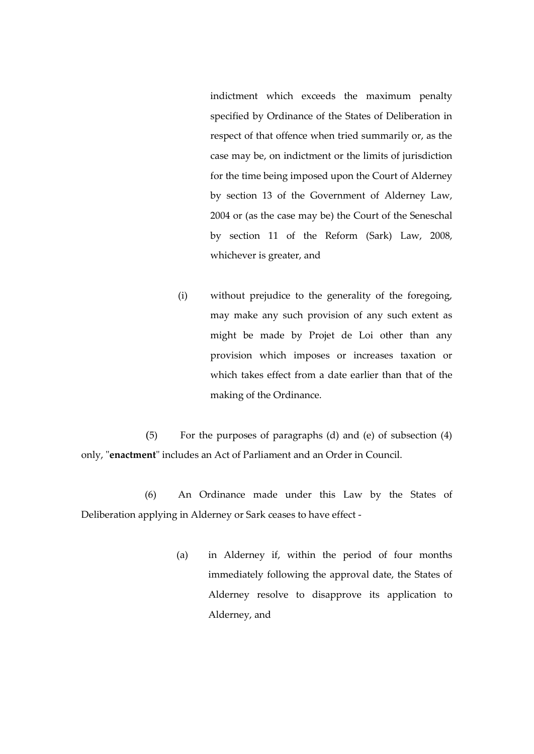indictment which exceeds the maximum penalty specified by Ordinance of the States of Deliberation in respect of that offence when tried summarily or, as the case may be, on indictment or the limits of jurisdiction for the time being imposed upon the Court of Alderney by section 13 of the Government of Alderney Law, 2004 or (as the case may be) the Court of the Seneschal by section 11 of the Reform (Sark) Law, 2008, whichever is greater, and

(i) without prejudice to the generality of the foregoing, may make any such provision of any such extent as might be made by Projet de Loi other than any provision which imposes or increases taxation or which takes effect from a date earlier than that of the making of the Ordinance.

(5) For the purposes of paragraphs (d) and (e) of subsection (4) only, "**enactment**" includes an Act of Parliament and an Order in Council.

(6) An Ordinance made under this Law by the States of Deliberation applying in Alderney or Sark ceases to have effect -

(a) in Alderney if, within the period of four months immediately following the approval date, the States of Alderney resolve to disapprove its application to Alderney, and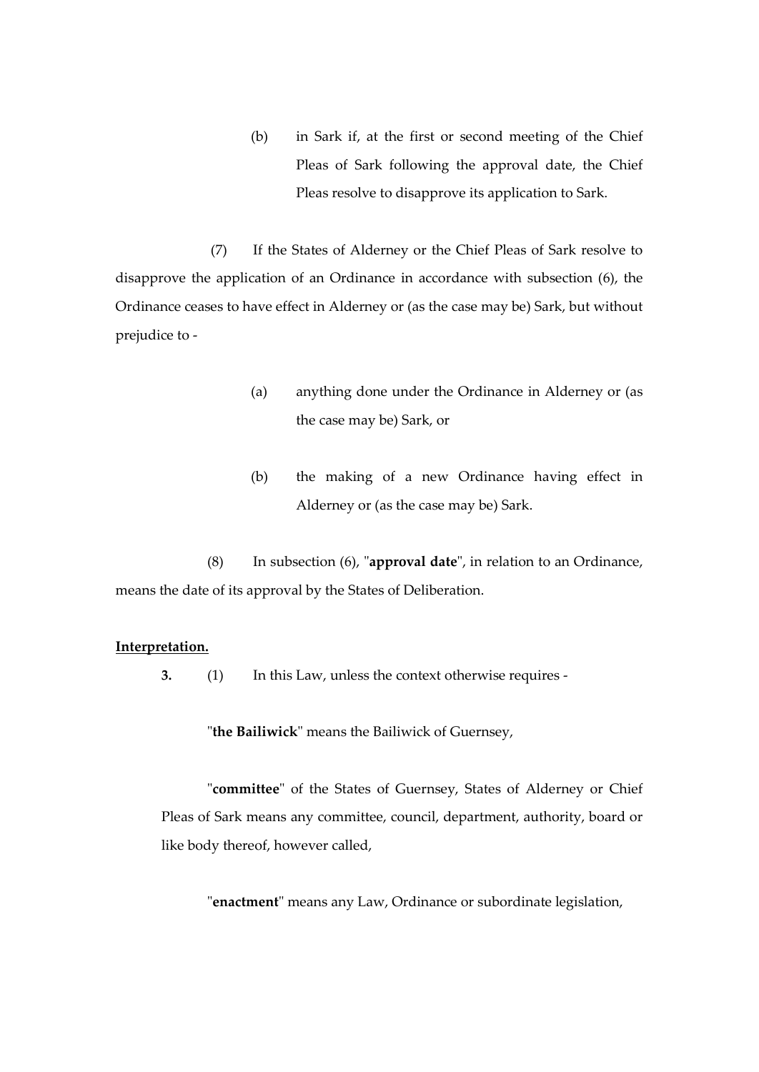(b) in Sark if, at the first or second meeting of the Chief Pleas of Sark following the approval date, the Chief Pleas resolve to disapprove its application to Sark.

(7) If the States of Alderney or the Chief Pleas of Sark resolve to disapprove the application of an Ordinance in accordance with subsection (6), the Ordinance ceases to have effect in Alderney or (as the case may be) Sark, but without prejudice to -

(a) anything done under the Ordinance in Alderney or (as the case may be) Sark, or

(b) the making of a new Ordinance having effect in Alderney or (as the case may be) Sark.

(8) In subsection (6), "**approval date**", in relation to an Ordinance, means the date of its approval by the States of Deliberation.

**Interpretation.**

**3.** (1) In this Law, unless the context otherwise requires -

"**the Bailiwick**" means the Bailiwick of Guernsey,

"**committee**" of the States of Guernsey, States of Alderney or Chief Pleas of Sark means any committee, council, department, authority, board or like body thereof, however called,

"**enactment**" means any Law, Ordinance or subordinate legislation,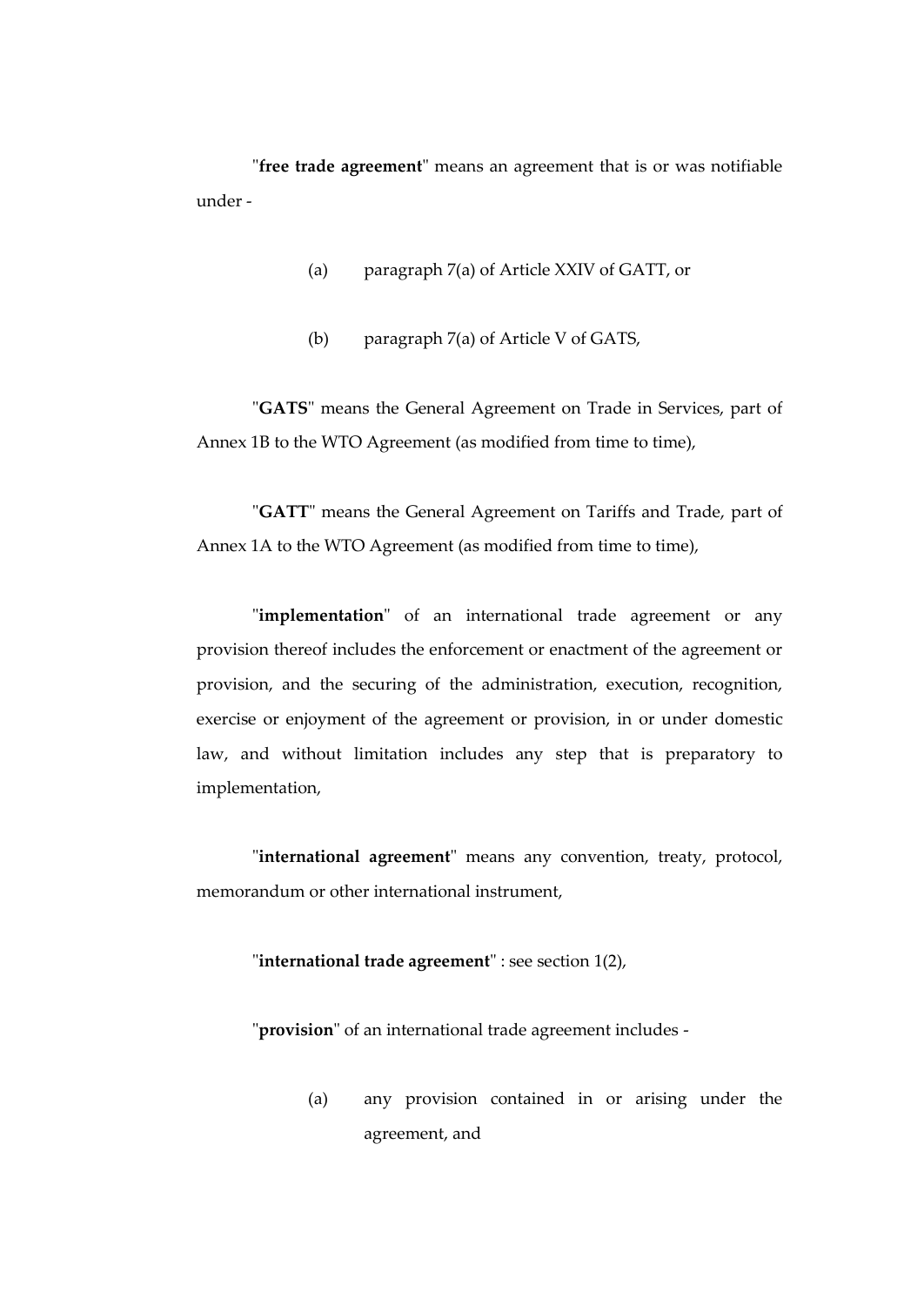"**free trade agreement**" means an agreement that is or was notifiable under -

(a) paragraph 7(a) of Article XXIV of GATT, or

(b) paragraph 7(a) of Article V of GATS,

"**GATS**" means the General Agreement on Trade in Services, part of Annex 1B to the WTO Agreement (as modified from time to time),

"**GATT**" means the General Agreement on Tariffs and Trade, part of Annex 1A to the WTO Agreement (as modified from time to time),

"**implementation**" of an international trade agreement or any provision thereof includes the enforcement or enactment of the agreement or provision, and the securing of the administration, execution, recognition, exercise or enjoyment of the agreement or provision, in or under domestic law, and without limitation includes any step that is preparatory to implementation,

"**international agreement**" means any convention, treaty, protocol, memorandum or other international instrument,

"**international trade agreement**" : see section 1(2),

"**provision**" of an international trade agreement includes -

(a) any provision contained in or arising under the agreement, and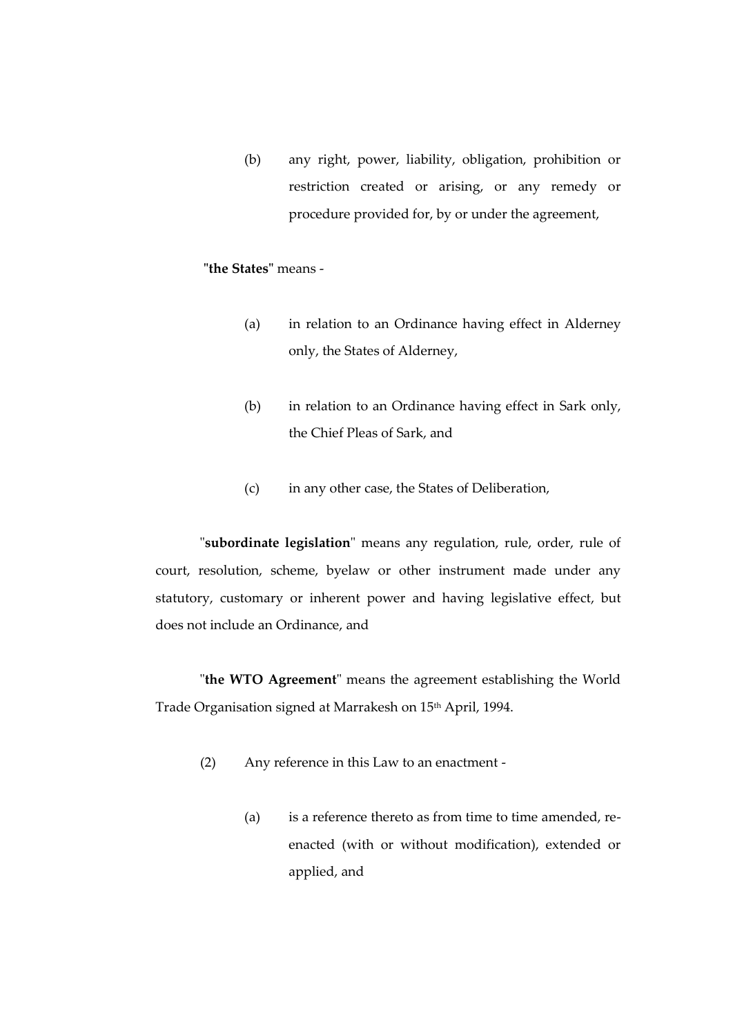(b) any right, power, liability, obligation, prohibition or restriction created or arising, or any remedy or procedure provided for, by or under the agreement,

"**the States**" means -

(a) in relation to an Ordinance having effect in Alderney only, the States of Alderney,

(b) in relation to an Ordinance having effect in Sark only, the Chief Pleas of Sark, and

(c) in any other case, the States of Deliberation,

"**subordinate legislation**" means any regulation, rule, order, rule of court, resolution, scheme, byelaw or other instrument made under any statutory, customary or inherent power and having legislative effect, but does not include an Ordinance, and

"**the WTO Agreement**" means the agreement establishing the World Trade Organisation signed at Marrakesh on 15th April, 1994.

(2) Any reference in this Law to an enactment -

(a) is a reference thereto as from time to time amended, re-enacted (with or without modification), extended or applied, and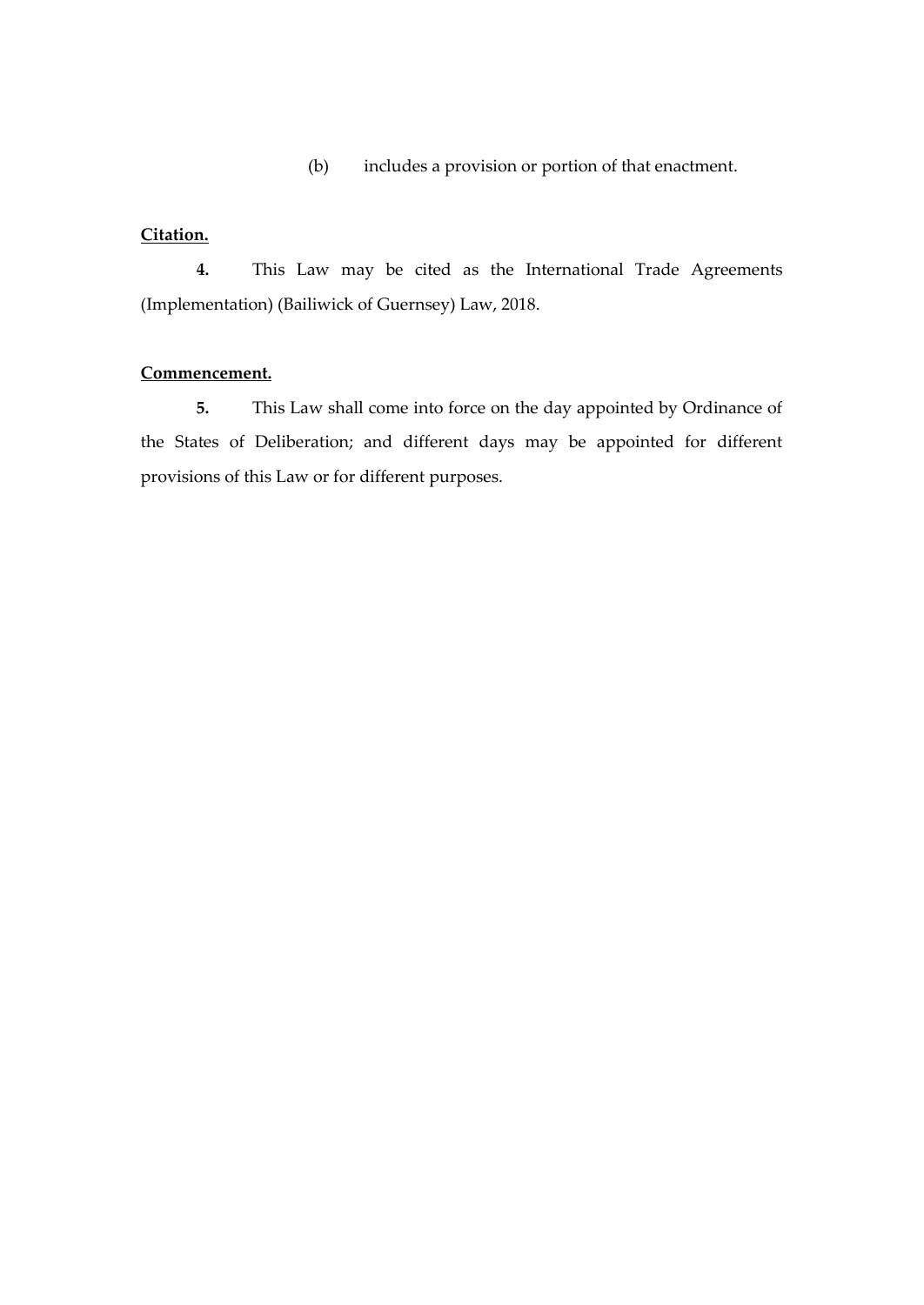(b) includes a provision or portion of that enactment.

**Citation.**

**4.** This Law may be cited as the International Trade Agreements (Implementation) (Bailiwick of Guernsey) Law, 2018.

**Commencement.**

**5.** This Law shall come into force on the day appointed by Ordinance of the States of Deliberation; and different days may be appointed for different provisions of this Law or for different purposes.